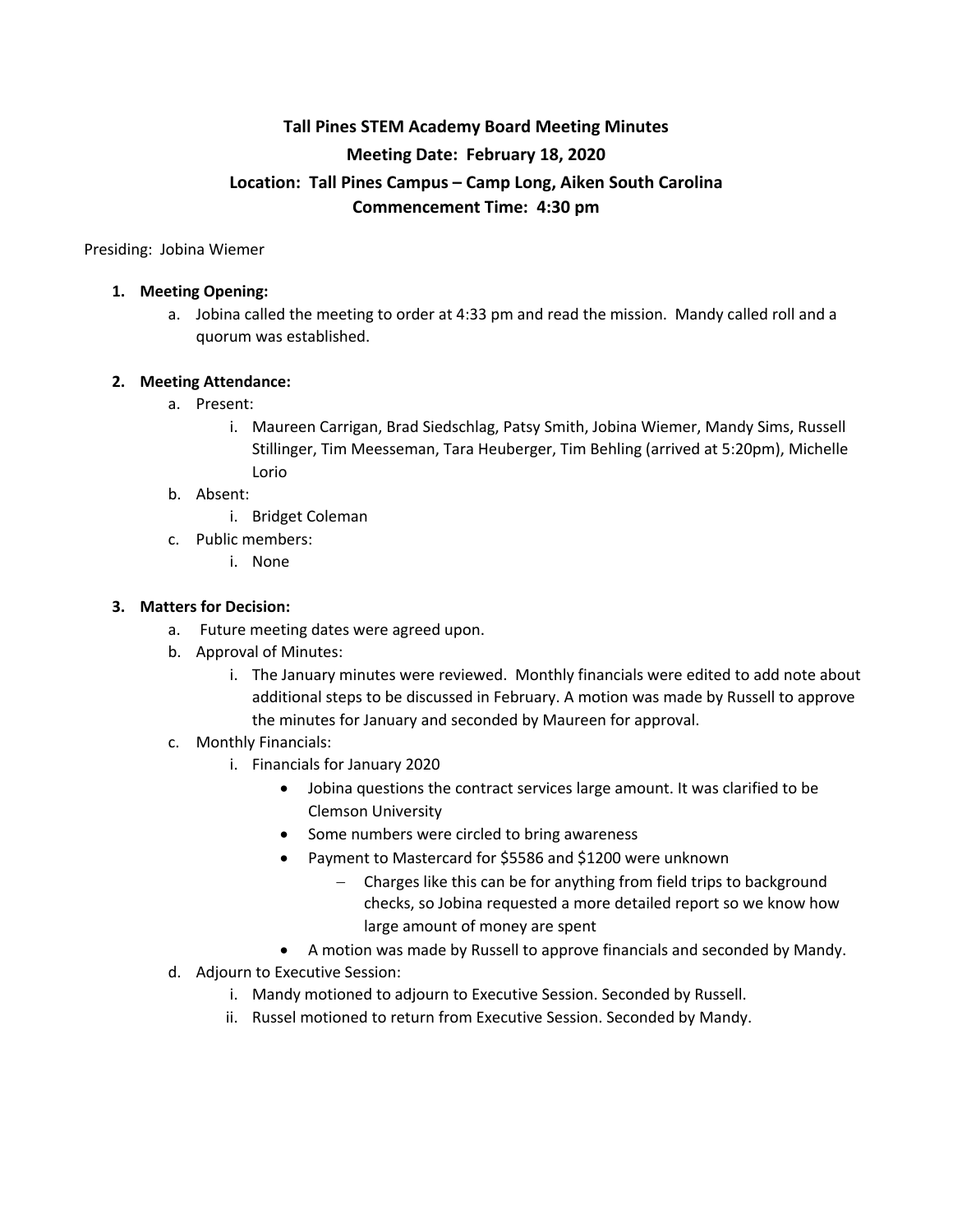**Tall Pines STEM Academy Board Meeting Minutes**

**Meeting Date: February 18, 2020**

**Location: Tall Pines Campus – Camp Long, Aiken South Carolina**

**Commencement Time: 4:30 pm**

Presiding: Jobina Wiemer

1. **Meeting Opening:**
    a. Jobina called the meeting to order at 4:33 pm and read the mission. Mandy called roll and a quorum was established.

2. **Meeting Attendance:**
    a. Present:
        i. Maureen Carrigan, Brad Siedschlag, Patsy Smith, Jobina Wiemer, Mandy Sims, Russell Stillinger, Tim Meesseman, Tara Heuberger, Tim Behling (arrived at 5:20pm), Michelle Lorio
    b. Absent:
        i. Bridget Coleman
    c. Public members:
        i. None

3. **Matters for Decision:**
    a. Future meeting dates were agreed upon.
    b. Approval of Minutes:
        i. The January minutes were reviewed. Monthly financials were edited to add note about additional steps to be discussed in February. A motion was made by Russell to approve the minutes for January and seconded by Maureen for approval.
    c. Monthly Financials:
        i. Financials for January 2020
            - Jobina questions the contract services large amount. It was clarified to be Clemson University
            - Some numbers were circled to bring awareness
            - Payment to Mastercard for $5586 and $1200 were unknown
                - Charges like this can be for anything from field trips to background checks, so Jobina requested a more detailed report so we know how large amount of money are spent
            - A motion was made by Russell to approve financials and seconded by Mandy.
    d. Adjourn to Executive Session:
        i. Mandy motioned to adjourn to Executive Session. Seconded by Russell.
        ii. Russel motioned to return from Executive Session. Seconded by Mandy.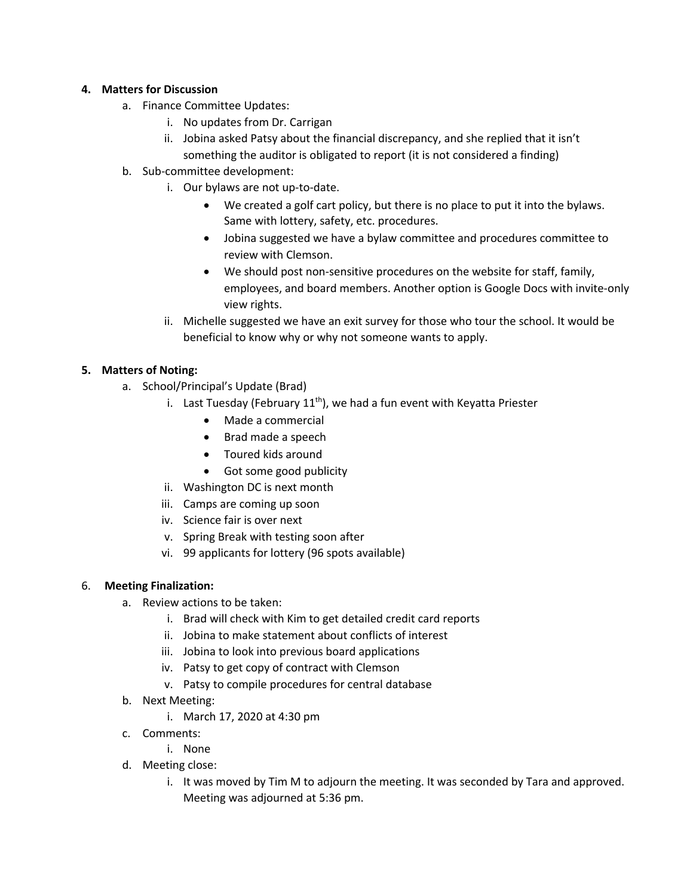**4. Matters for Discussion**

a. Finance Committee Updates:

i. No updates from Dr. Carrigan

ii. Jobina asked Patsy about the financial discrepancy, and she replied that it isn't something the auditor is obligated to report (it is not considered a finding)

b. Sub-committee development:

i. Our bylaws are not up-to-date.

- We created a golf cart policy, but there is no place to put it into the bylaws. Same with lottery, safety, etc. procedures.
- Jobina suggested we have a bylaw committee and procedures committee to review with Clemson.
- We should post non-sensitive procedures on the website for staff, family, employees, and board members. Another option is Google Docs with invite-only view rights.

ii. Michelle suggested we have an exit survey for those who tour the school. It would be beneficial to know why or why not someone wants to apply.

**5. Matters of Noting:**

a. School/Principal's Update (Brad)

i. Last Tuesday (February 11th), we had a fun event with Keyatta Priester

- Made a commercial
- Brad made a speech
- Toured kids around
- Got some good publicity

ii. Washington DC is next month

iii. Camps are coming up soon

iv. Science fair is over next

v. Spring Break with testing soon after

vi. 99 applicants for lottery (96 spots available)

6. **Meeting Finalization:**

a. Review actions to be taken:

i. Brad will check with Kim to get detailed credit card reports

ii. Jobina to make statement about conflicts of interest

iii. Jobina to look into previous board applications

iv. Patsy to get copy of contract with Clemson

v. Patsy to compile procedures for central database

b. Next Meeting:

i. March 17, 2020 at 4:30 pm

c. Comments:

i. None

d. Meeting close:

i. It was moved by Tim M to adjourn the meeting. It was seconded by Tara and approved. Meeting was adjourned at 5:36 pm.